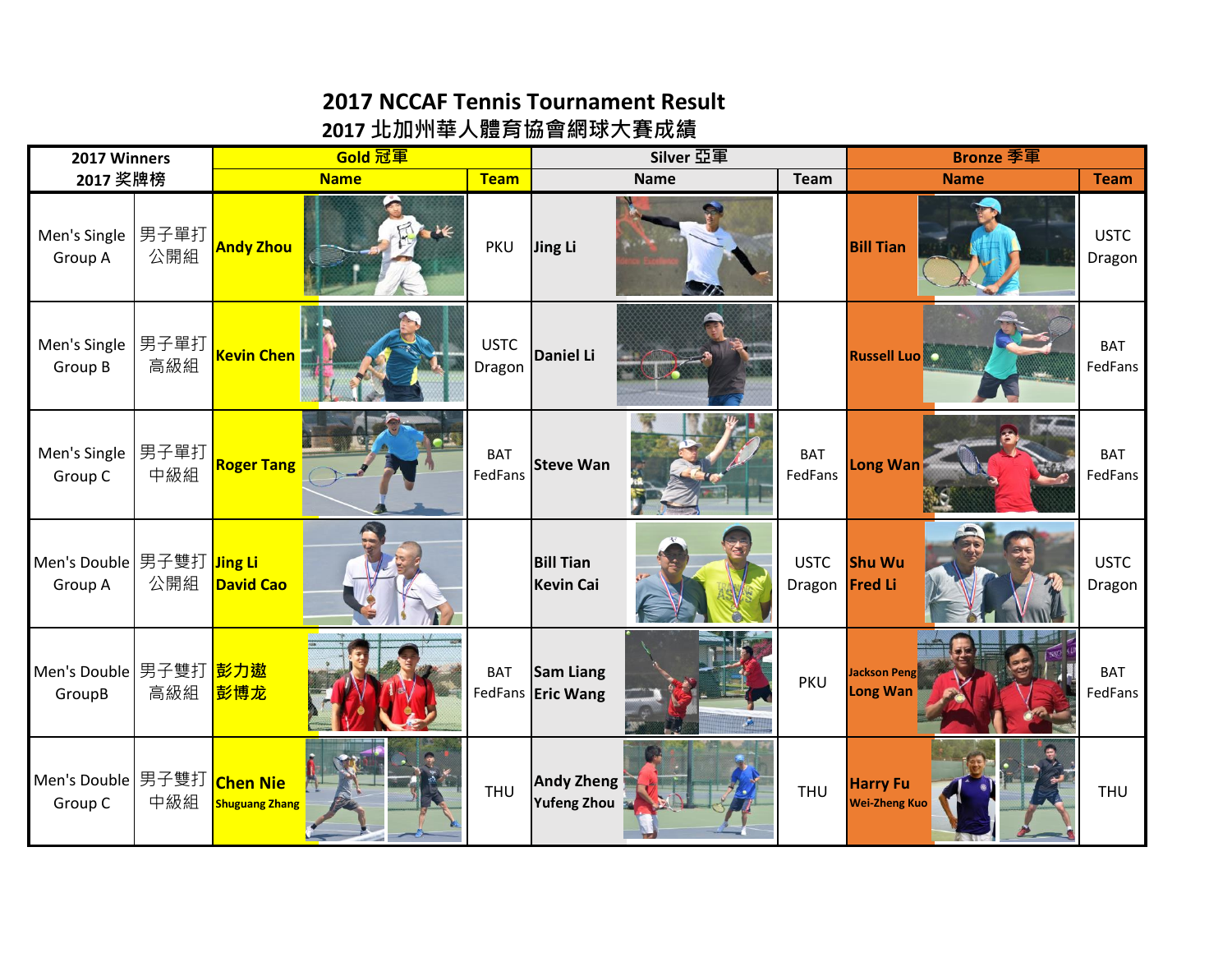# 2017 NCCAF Tennis Tournament Result
# 2017 北加州華人體育協會網球大賽成績

| 2017 Winners 2017 奖牌榜 | | Gold 冠軍 | | Silver 亞軍 | | Bronze 季軍 | |
|---|---|---|---|---|---|---|---|
| | | Name | Team | Name | Team | Name | Team |
| Men's Single Group A | 男子單打 公開組 | Andy Zhou | PKU | Jing Li | | Bill Tian | USTC Dragon |
| Men's Single Group B | 男子單打 高級組 | Kevin Chen | USTC Dragon | Daniel Li | | Russell Luo | BAT FedFans |
| Men's Single Group C | 男子單打 中級組 | Roger Tang | BAT FedFans | Steve Wan | BAT FedFans | Long Wan | BAT FedFans |
| Men's Double Group A | 男子雙打 公開組 | Jing Li<br>David Cao | | Bill Tian<br>Kevin Cai | USTC Dragon | Shu Wu<br>Fred Li | USTC Dragon |
| Men's Double GroupB | 男子雙打 高級組 | 彭力遨<br>彭博龙 | BAT FedFans | Sam Liang<br>Eric Wang | PKU | Jackson Peng<br>Long Wan | BAT FedFans |
| Men's Double Group C | 男子雙打 中級組 | Chen Nie<br>Shuguang Zhang | THU | Andy Zheng<br>Yufeng Zhou | THU | Harry Fu<br>Wei-Zheng Kuo | THU |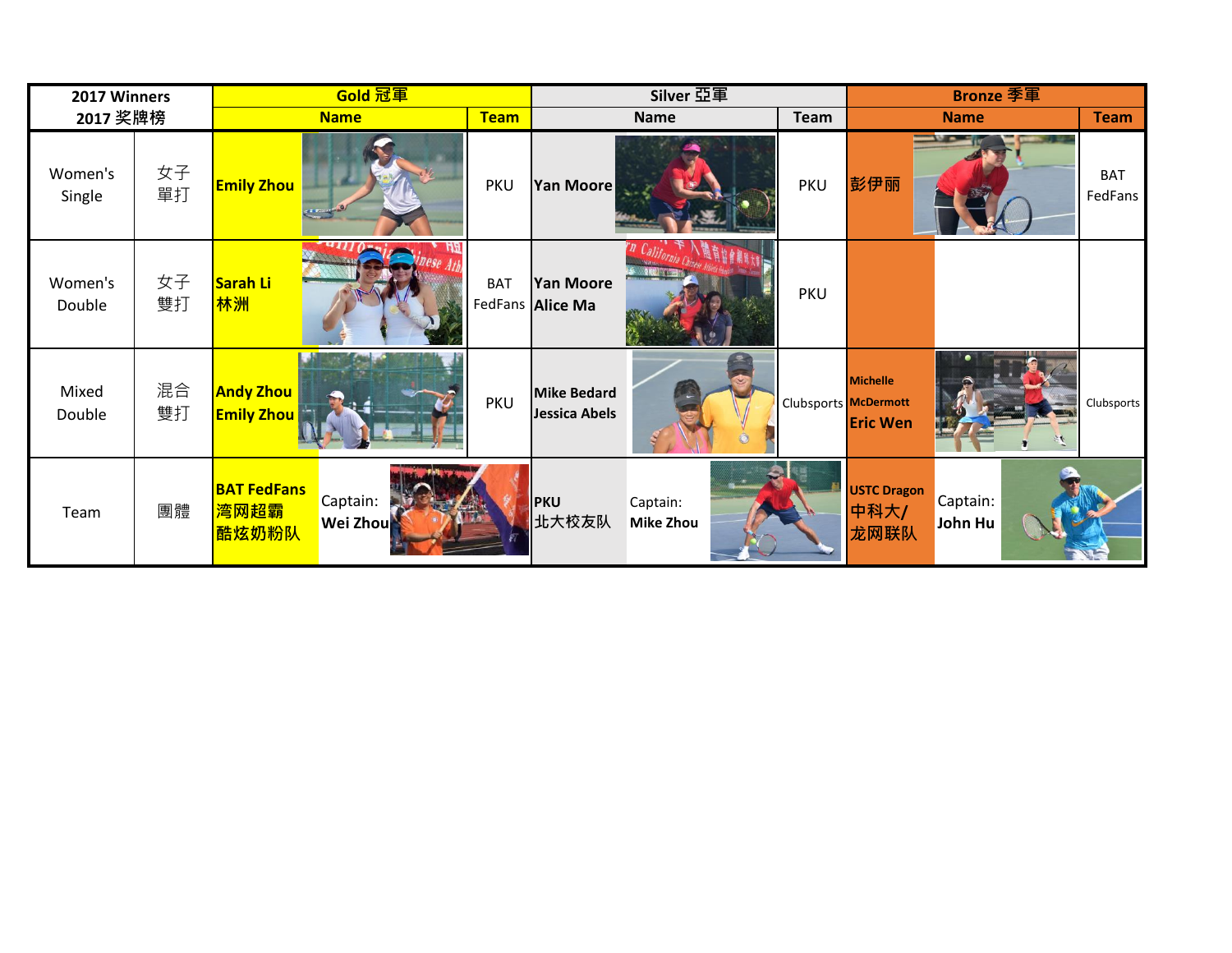| 2017 Winners 2017 奖牌榜 | | Gold 冠軍 | | | Silver 亞軍 | | | Bronze 季軍 | | |
|---|---|---|---|---|---|---|---|---|---|---|
| | | Name | | Team | Name | | Team | Name | | Team |
| Women's Single | 女子單打 | Emily Zhou | | PKU | Yan Moore | | PKU | 彭伊丽 | | BAT FedFans |
| Women's Double | 女子雙打 | Sarah Li 林洲 | | BAT FedFans | Yan Moore Alice Ma | | PKU | | | |
| Mixed Double | 混合雙打 | Andy Zhou Emily Zhou | | PKU | Mike Bedard Jessica Abels | | Clubsports | Michelle McDermott Eric Wen | | Clubsports |
| Team | 團體 | BAT FedFans 湾网超霸 酷炫奶粉队 | Captain: Wei Zhou | | PKU 北大校友队 | Captain: Mike Zhou | | USTC Dragon 中科大/龙网联队 | Captain: John Hu | |